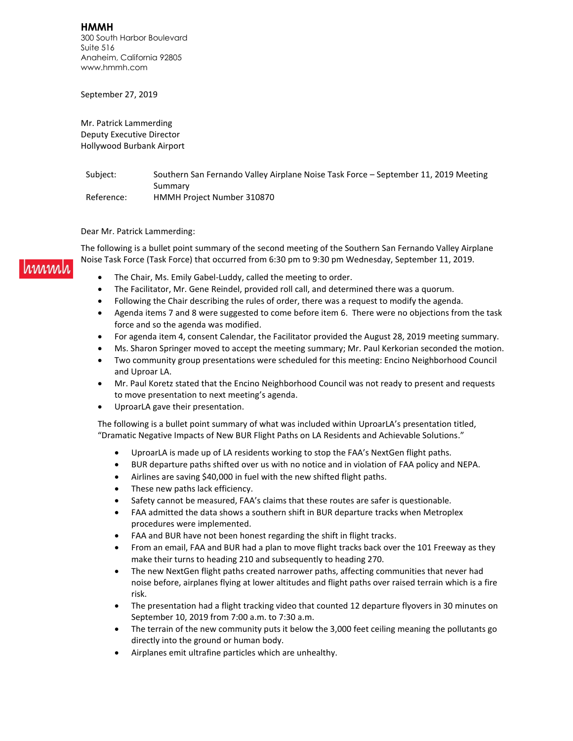**HMMH**
300 South Harbor Boulevard
Suite 516
Anaheim, California 92805
www.hmmh.com

September 27, 2019

Mr. Patrick Lammerding
Deputy Executive Director
Hollywood Burbank Airport

| | |
|---|---|
| Subject: | Southern San Fernando Valley Airplane Noise Task Force – September 11, 2019 Meeting Summary |
| Reference: | HMMH Project Number 310870 |

Dear Mr. Patrick Lammerding:

The following is a bullet point summary of the second meeting of the Southern San Fernando Valley Airplane Noise Task Force (Task Force) that occurred from 6:30 pm to 9:30 pm Wednesday, September 11, 2019.

- The Chair, Ms. Emily Gabel-Luddy, called the meeting to order.
- The Facilitator, Mr. Gene Reindel, provided roll call, and determined there was a quorum.
- Following the Chair describing the rules of order, there was a request to modify the agenda.
- Agenda items 7 and 8 were suggested to come before item 6. There were no objections from the task force and so the agenda was modified.
- For agenda item 4, consent Calendar, the Facilitator provided the August 28, 2019 meeting summary.
- Ms. Sharon Springer moved to accept the meeting summary; Mr. Paul Kerkorian seconded the motion.
- Two community group presentations were scheduled for this meeting: Encino Neighborhood Council and Uproar LA.
- Mr. Paul Koretz stated that the Encino Neighborhood Council was not ready to present and requests to move presentation to next meeting's agenda.
- UproarLA gave their presentation.

The following is a bullet point summary of what was included within UproarLA's presentation titled, "Dramatic Negative Impacts of New BUR Flight Paths on LA Residents and Achievable Solutions."

- UproarLA is made up of LA residents working to stop the FAA's NextGen flight paths.
- BUR departure paths shifted over us with no notice and in violation of FAA policy and NEPA.
- Airlines are saving $40,000 in fuel with the new shifted flight paths.
- These new paths lack efficiency.
- Safety cannot be measured, FAA's claims that these routes are safer is questionable.
- FAA admitted the data shows a southern shift in BUR departure tracks when Metroplex procedures were implemented.
- FAA and BUR have not been honest regarding the shift in flight tracks.
- From an email, FAA and BUR had a plan to move flight tracks back over the 101 Freeway as they make their turns to heading 210 and subsequently to heading 270.
- The new NextGen flight paths created narrower paths, affecting communities that never had noise before, airplanes flying at lower altitudes and flight paths over raised terrain which is a fire risk.
- The presentation had a flight tracking video that counted 12 departure flyovers in 30 minutes on September 10, 2019 from 7:00 a.m. to 7:30 a.m.
- The terrain of the new community puts it below the 3,000 feet ceiling meaning the pollutants go directly into the ground or human body.
- Airplanes emit ultrafine particles which are unhealthy.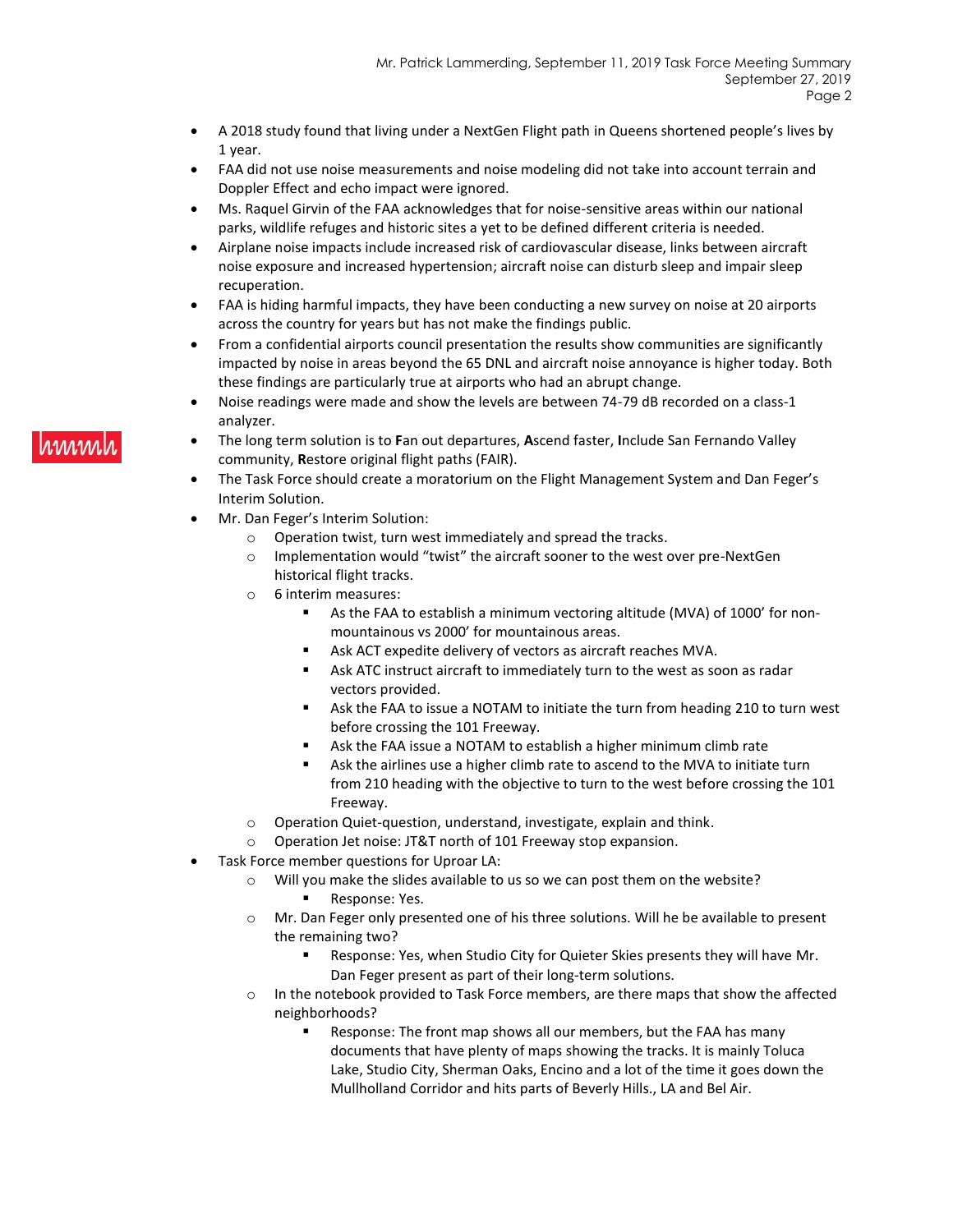- A 2018 study found that living under a NextGen Flight path in Queens shortened people's lives by 1 year.
- FAA did not use noise measurements and noise modeling did not take into account terrain and Doppler Effect and echo impact were ignored.
- Ms. Raquel Girvin of the FAA acknowledges that for noise-sensitive areas within our national parks, wildlife refuges and historic sites a yet to be defined different criteria is needed.
- Airplane noise impacts include increased risk of cardiovascular disease, links between aircraft noise exposure and increased hypertension; aircraft noise can disturb sleep and impair sleep recuperation.
- FAA is hiding harmful impacts, they have been conducting a new survey on noise at 20 airports across the country for years but has not make the findings public.
- From a confidential airports council presentation the results show communities are significantly impacted by noise in areas beyond the 65 DNL and aircraft noise annoyance is higher today. Both these findings are particularly true at airports who had an abrupt change.
- Noise readings were made and show the levels are between 74-79 dB recorded on a class-1 analyzer.
- The long term solution is to **F**an out departures, **A**scend faster, **I**nclude San Fernando Valley community, **R**estore original flight paths (FAIR).
- The Task Force should create a moratorium on the Flight Management System and Dan Feger's Interim Solution.
- Mr. Dan Feger's Interim Solution:
  - Operation twist, turn west immediately and spread the tracks.
  - Implementation would "twist" the aircraft sooner to the west over pre-NextGen historical flight tracks.
  - 6 interim measures:
    - As the FAA to establish a minimum vectoring altitude (MVA) of 1000' for non-mountainous vs 2000' for mountainous areas.
    - Ask ACT expedite delivery of vectors as aircraft reaches MVA.
    - Ask ATC instruct aircraft to immediately turn to the west as soon as radar vectors provided.
    - Ask the FAA to issue a NOTAM to initiate the turn from heading 210 to turn west before crossing the 101 Freeway.
    - Ask the FAA issue a NOTAM to establish a higher minimum climb rate
    - Ask the airlines use a higher climb rate to ascend to the MVA to initiate turn from 210 heading with the objective to turn to the west before crossing the 101 Freeway.
  - Operation Quiet-question, understand, investigate, explain and think.
  - Operation Jet noise: JT&T north of 101 Freeway stop expansion.
- Task Force member questions for Uproar LA:
  - Will you make the slides available to us so we can post them on the website?
    - Response: Yes.
  - Mr. Dan Feger only presented one of his three solutions. Will he be available to present the remaining two?
    - Response: Yes, when Studio City for Quieter Skies presents they will have Mr. Dan Feger present as part of their long-term solutions.
  - In the notebook provided to Task Force members, are there maps that show the affected neighborhoods?
    - Response: The front map shows all our members, but the FAA has many documents that have plenty of maps showing the tracks. It is mainly Toluca Lake, Studio City, Sherman Oaks, Encino and a lot of the time it goes down the Mullholland Corridor and hits parts of Beverly Hills., LA and Bel Air.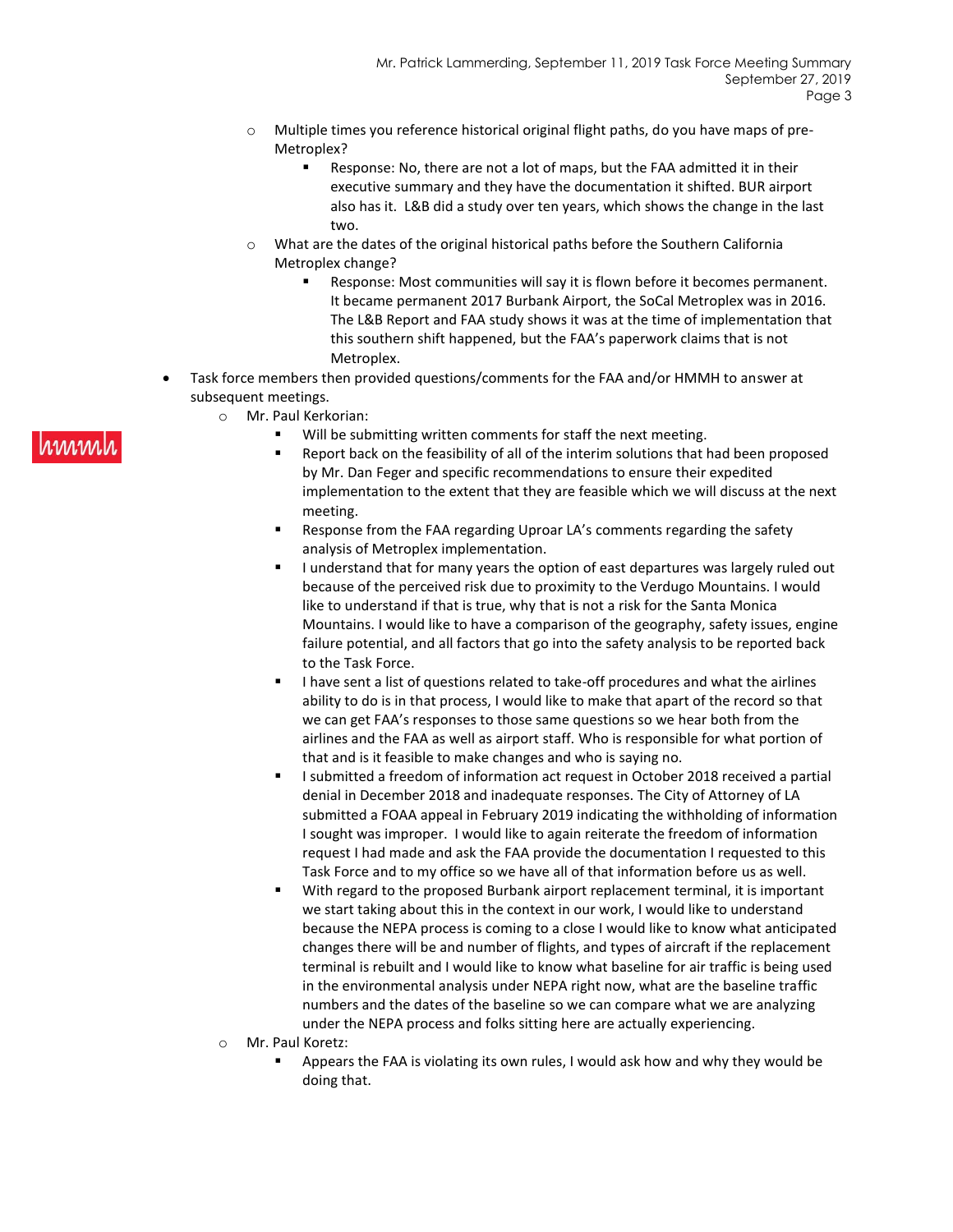- Multiple times you reference historical original flight paths, do you have maps of pre-Metroplex?
  - Response: No, there are not a lot of maps, but the FAA admitted it in their executive summary and they have the documentation it shifted. BUR airport also has it. L&B did a study over ten years, which shows the change in the last two.
- What are the dates of the original historical paths before the Southern California Metroplex change?
  - Response: Most communities will say it is flown before it becomes permanent. It became permanent 2017 Burbank Airport, the SoCal Metroplex was in 2016. The L&B Report and FAA study shows it was at the time of implementation that this southern shift happened, but the FAA's paperwork claims that is not Metroplex.

- Task force members then provided questions/comments for the FAA and/or HMMH to answer at subsequent meetings.
  - Mr. Paul Kerkorian:
    - Will be submitting written comments for staff the next meeting.
    - Report back on the feasibility of all of the interim solutions that had been proposed by Mr. Dan Feger and specific recommendations to ensure their expedited implementation to the extent that they are feasible which we will discuss at the next meeting.
    - Response from the FAA regarding Uproar LA's comments regarding the safety analysis of Metroplex implementation.
    - I understand that for many years the option of east departures was largely ruled out because of the perceived risk due to proximity to the Verdugo Mountains. I would like to understand if that is true, why that is not a risk for the Santa Monica Mountains. I would like to have a comparison of the geography, safety issues, engine failure potential, and all factors that go into the safety analysis to be reported back to the Task Force.
    - I have sent a list of questions related to take-off procedures and what the airlines ability to do is in that process, I would like to make that apart of the record so that we can get FAA's responses to those same questions so we hear both from the airlines and the FAA as well as airport staff. Who is responsible for what portion of that and is it feasible to make changes and who is saying no.
    - I submitted a freedom of information act request in October 2018 received a partial denial in December 2018 and inadequate responses. The City of Attorney of LA submitted a FOAA appeal in February 2019 indicating the withholding of information I sought was improper. I would like to again reiterate the freedom of information request I had made and ask the FAA provide the documentation I requested to this Task Force and to my office so we have all of that information before us as well.
    - With regard to the proposed Burbank airport replacement terminal, it is important we start taking about this in the context in our work, I would like to understand because the NEPA process is coming to a close I would like to know what anticipated changes there will be and number of flights, and types of aircraft if the replacement terminal is rebuilt and I would like to know what baseline for air traffic is being used in the environmental analysis under NEPA right now, what are the baseline traffic numbers and the dates of the baseline so we can compare what we are analyzing under the NEPA process and folks sitting here are actually experiencing.
  - Mr. Paul Koretz:
    - Appears the FAA is violating its own rules, I would ask how and why they would be doing that.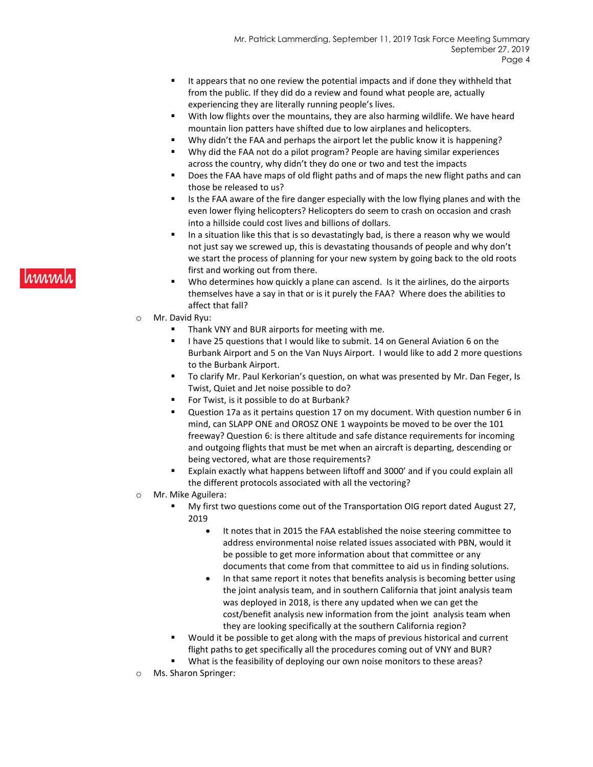- It appears that no one review the potential impacts and if done they withheld that from the public. If they did do a review and found what people are, actually experiencing they are literally running people's lives.
  - With low flights over the mountains, they are also harming wildlife. We have heard mountain lion patters have shifted due to low airplanes and helicopters.
  - Why didn't the FAA and perhaps the airport let the public know it is happening?
  - Why did the FAA not do a pilot program? People are having similar experiences across the country, why didn't they do one or two and test the impacts
  - Does the FAA have maps of old flight paths and of maps the new flight paths and can those be released to us?
  - Is the FAA aware of the fire danger especially with the low flying planes and with the even lower flying helicopters? Helicopters do seem to crash on occasion and crash into a hillside could cost lives and billions of dollars.
  - In a situation like this that is so devastatingly bad, is there a reason why we would not just say we screwed up, this is devastating thousands of people and why don't we start the process of planning for your new system by going back to the old roots first and working out from there.
  - Who determines how quickly a plane can ascend. Is it the airlines, do the airports themselves have a say in that or is it purely the FAA? Where does the abilities to affect that fall?
- Mr. David Ryu:
  - Thank VNY and BUR airports for meeting with me.
  - I have 25 questions that I would like to submit. 14 on General Aviation 6 on the Burbank Airport and 5 on the Van Nuys Airport. I would like to add 2 more questions to the Burbank Airport.
  - To clarify Mr. Paul Kerkorian's question, on what was presented by Mr. Dan Feger, Is Twist, Quiet and Jet noise possible to do?
  - For Twist, is it possible to do at Burbank?
  - Question 17a as it pertains question 17 on my document. With question number 6 in mind, can SLAPP ONE and OROSZ ONE 1 waypoints be moved to be over the 101 freeway? Question 6: is there altitude and safe distance requirements for incoming and outgoing flights that must be met when an aircraft is departing, descending or being vectored, what are those requirements?
  - Explain exactly what happens between liftoff and 3000' and if you could explain all the different protocols associated with all the vectoring?
- Mr. Mike Aguilera:
  - My first two questions come out of the Transportation OIG report dated August 27, 2019
    - It notes that in 2015 the FAA established the noise steering committee to address environmental noise related issues associated with PBN, would it be possible to get more information about that committee or any documents that come from that committee to aid us in finding solutions.
    - In that same report it notes that benefits analysis is becoming better using the joint analysis team, and in southern California that joint analysis team was deployed in 2018, is there any updated when we can get the cost/benefit analysis new information from the joint analysis team when they are looking specifically at the southern California region?
  - Would it be possible to get along with the maps of previous historical and current flight paths to get specifically all the procedures coming out of VNY and BUR?
  - What is the feasibility of deploying our own noise monitors to these areas?
- Ms. Sharon Springer: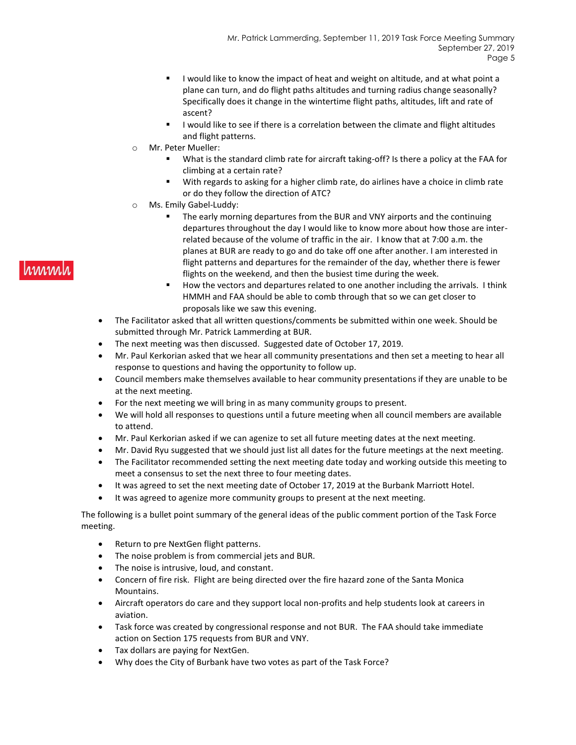- I would like to know the impact of heat and weight on altitude, and at what point a plane can turn, and do flight paths altitudes and turning radius change seasonally? Specifically does it change in the wintertime flight paths, altitudes, lift and rate of ascent?
        - I would like to see if there is a correlation between the climate and flight altitudes and flight patterns.
    - Mr. Peter Mueller:
        - What is the standard climb rate for aircraft taking-off? Is there a policy at the FAA for climbing at a certain rate?
        - With regards to asking for a higher climb rate, do airlines have a choice in climb rate or do they follow the direction of ATC?
    - Ms. Emily Gabel-Luddy:
        - The early morning departures from the BUR and VNY airports and the continuing departures throughout the day I would like to know more about how those are inter-related because of the volume of traffic in the air. I know that at 7:00 a.m. the planes at BUR are ready to go and do take off one after another. I am interested in flight patterns and departures for the remainder of the day, whether there is fewer flights on the weekend, and then the busiest time during the week.
        - How the vectors and departures related to one another including the arrivals. I think HMMH and FAA should be able to comb through that so we can get closer to proposals like we saw this evening.
- The Facilitator asked that all written questions/comments be submitted within one week. Should be submitted through Mr. Patrick Lammerding at BUR.
- The next meeting was then discussed. Suggested date of October 17, 2019.
- Mr. Paul Kerkorian asked that we hear all community presentations and then set a meeting to hear all response to questions and having the opportunity to follow up.
- Council members make themselves available to hear community presentations if they are unable to be at the next meeting.
- For the next meeting we will bring in as many community groups to present.
- We will hold all responses to questions until a future meeting when all council members are available to attend.
- Mr. Paul Kerkorian asked if we can agenize to set all future meeting dates at the next meeting.
- Mr. David Ryu suggested that we should just list all dates for the future meetings at the next meeting.
- The Facilitator recommended setting the next meeting date today and working outside this meeting to meet a consensus to set the next three to four meeting dates.
- It was agreed to set the next meeting date of October 17, 2019 at the Burbank Marriott Hotel.
- It was agreed to agenize more community groups to present at the next meeting.

The following is a bullet point summary of the general ideas of the public comment portion of the Task Force meeting.

- Return to pre NextGen flight patterns.
- The noise problem is from commercial jets and BUR.
- The noise is intrusive, loud, and constant.
- Concern of fire risk. Flight are being directed over the fire hazard zone of the Santa Monica Mountains.
- Aircraft operators do care and they support local non-profits and help students look at careers in aviation.
- Task force was created by congressional response and not BUR. The FAA should take immediate action on Section 175 requests from BUR and VNY.
- Tax dollars are paying for NextGen.
- Why does the City of Burbank have two votes as part of the Task Force?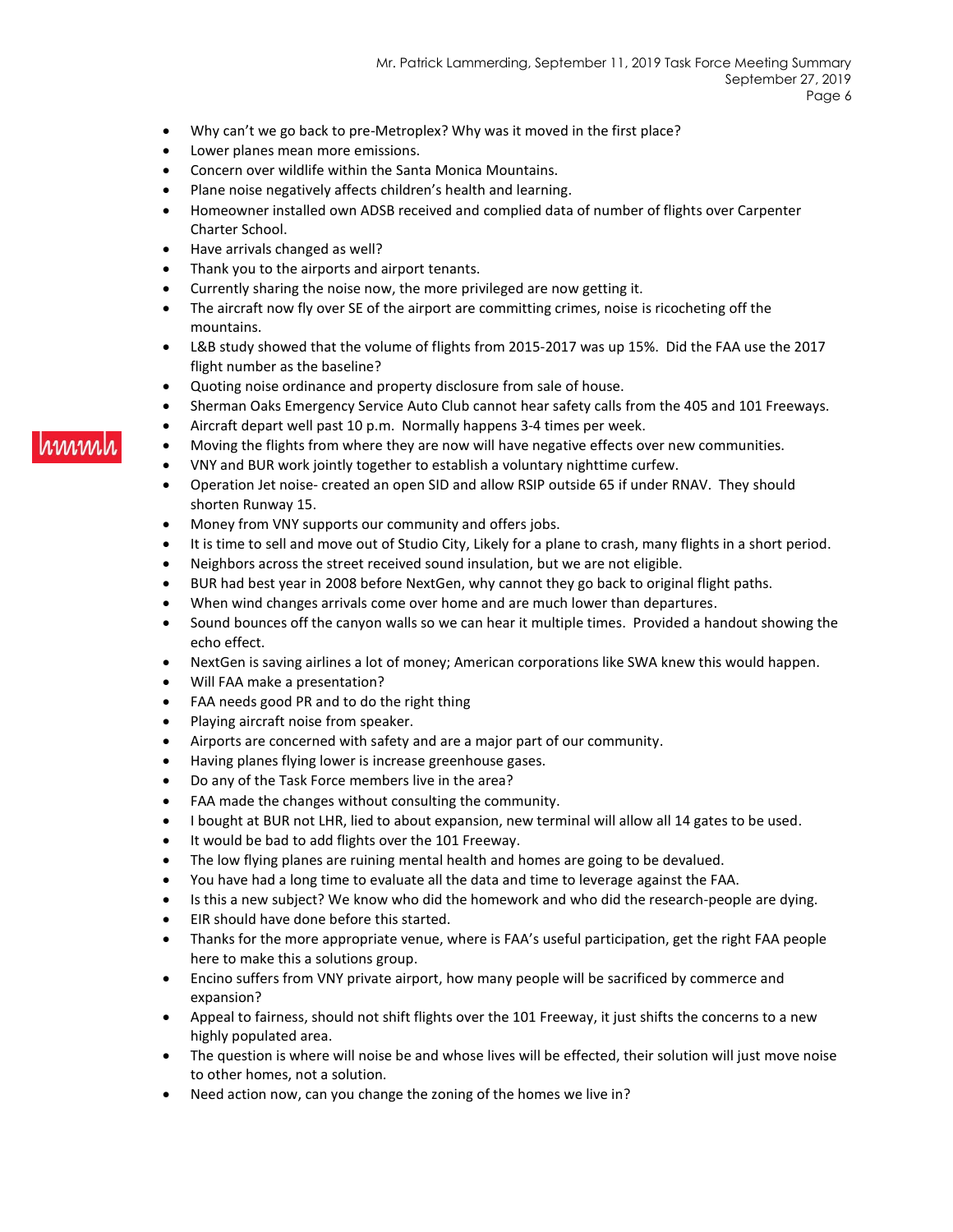- Why can't we go back to pre-Metroplex? Why was it moved in the first place?
- Lower planes mean more emissions.
- Concern over wildlife within the Santa Monica Mountains.
- Plane noise negatively affects children's health and learning.
- Homeowner installed own ADSB received and complied data of number of flights over Carpenter Charter School.
- Have arrivals changed as well?
- Thank you to the airports and airport tenants.
- Currently sharing the noise now, the more privileged are now getting it.
- The aircraft now fly over SE of the airport are committing crimes, noise is ricocheting off the mountains.
- L&B study showed that the volume of flights from 2015-2017 was up 15%. Did the FAA use the 2017 flight number as the baseline?
- Quoting noise ordinance and property disclosure from sale of house.
- Sherman Oaks Emergency Service Auto Club cannot hear safety calls from the 405 and 101 Freeways.
- Aircraft depart well past 10 p.m. Normally happens 3-4 times per week.
- Moving the flights from where they are now will have negative effects over new communities.
- VNY and BUR work jointly together to establish a voluntary nighttime curfew.
- Operation Jet noise- created an open SID and allow RSIP outside 65 if under RNAV. They should shorten Runway 15.
- Money from VNY supports our community and offers jobs.
- It is time to sell and move out of Studio City, Likely for a plane to crash, many flights in a short period.
- Neighbors across the street received sound insulation, but we are not eligible.
- BUR had best year in 2008 before NextGen, why cannot they go back to original flight paths.
- When wind changes arrivals come over home and are much lower than departures.
- Sound bounces off the canyon walls so we can hear it multiple times. Provided a handout showing the echo effect.
- NextGen is saving airlines a lot of money; American corporations like SWA knew this would happen.
- Will FAA make a presentation?
- FAA needs good PR and to do the right thing
- Playing aircraft noise from speaker.
- Airports are concerned with safety and are a major part of our community.
- Having planes flying lower is increase greenhouse gases.
- Do any of the Task Force members live in the area?
- FAA made the changes without consulting the community.
- I bought at BUR not LHR, lied to about expansion, new terminal will allow all 14 gates to be used.
- It would be bad to add flights over the 101 Freeway.
- The low flying planes are ruining mental health and homes are going to be devalued.
- You have had a long time to evaluate all the data and time to leverage against the FAA.
- Is this a new subject? We know who did the homework and who did the research-people are dying.
- EIR should have done before this started.
- Thanks for the more appropriate venue, where is FAA's useful participation, get the right FAA people here to make this a solutions group.
- Encino suffers from VNY private airport, how many people will be sacrificed by commerce and expansion?
- Appeal to fairness, should not shift flights over the 101 Freeway, it just shifts the concerns to a new highly populated area.
- The question is where will noise be and whose lives will be effected, their solution will just move noise to other homes, not a solution.
- Need action now, can you change the zoning of the homes we live in?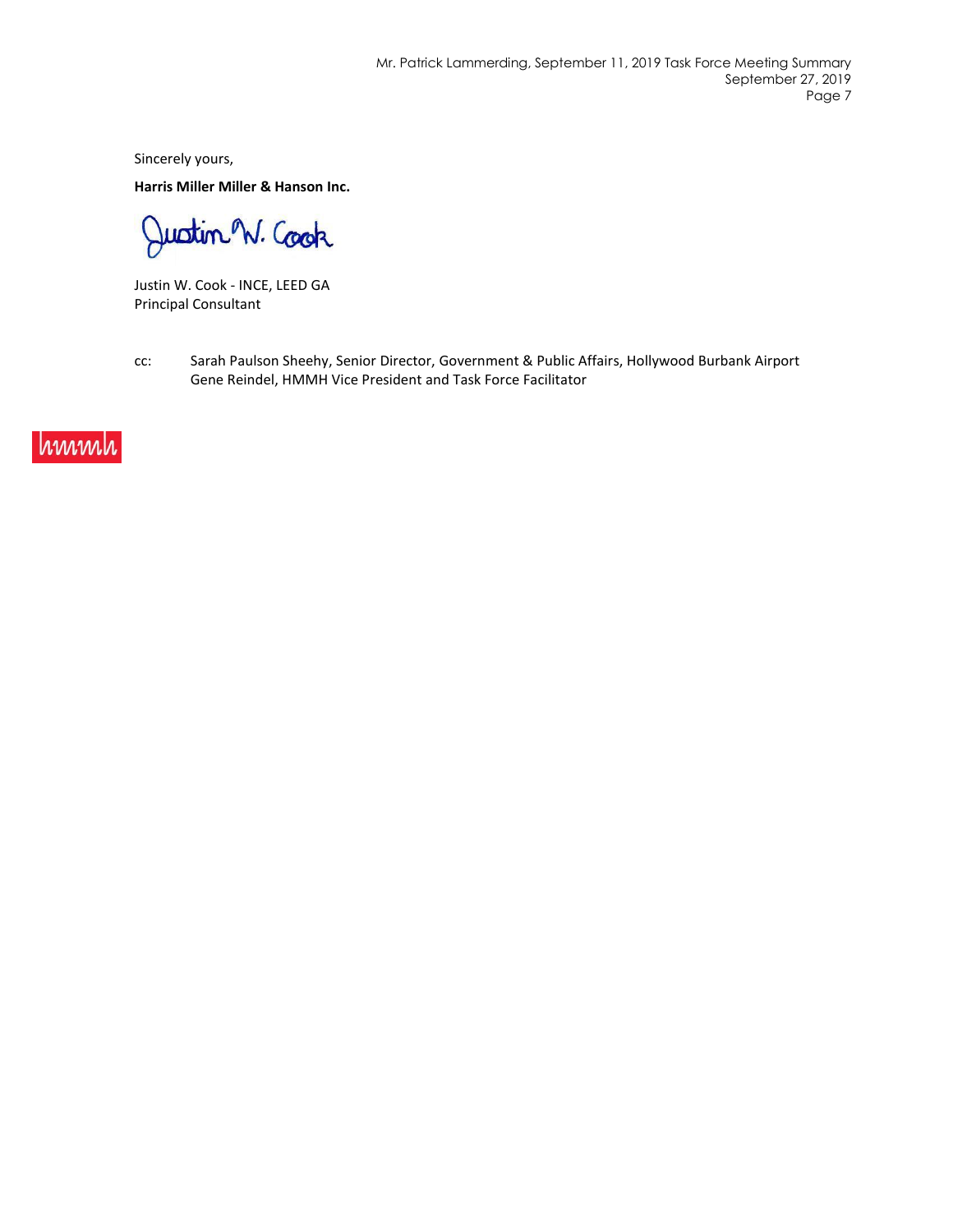Sincerely yours,

**Harris Miller Miller & Hanson Inc.**

Justin W. Cook - INCE, LEED GA
Principal Consultant

cc: Sarah Paulson Sheehy, Senior Director, Government & Public Affairs, Hollywood Burbank Airport
Gene Reindel, HMMH Vice President and Task Force Facilitator